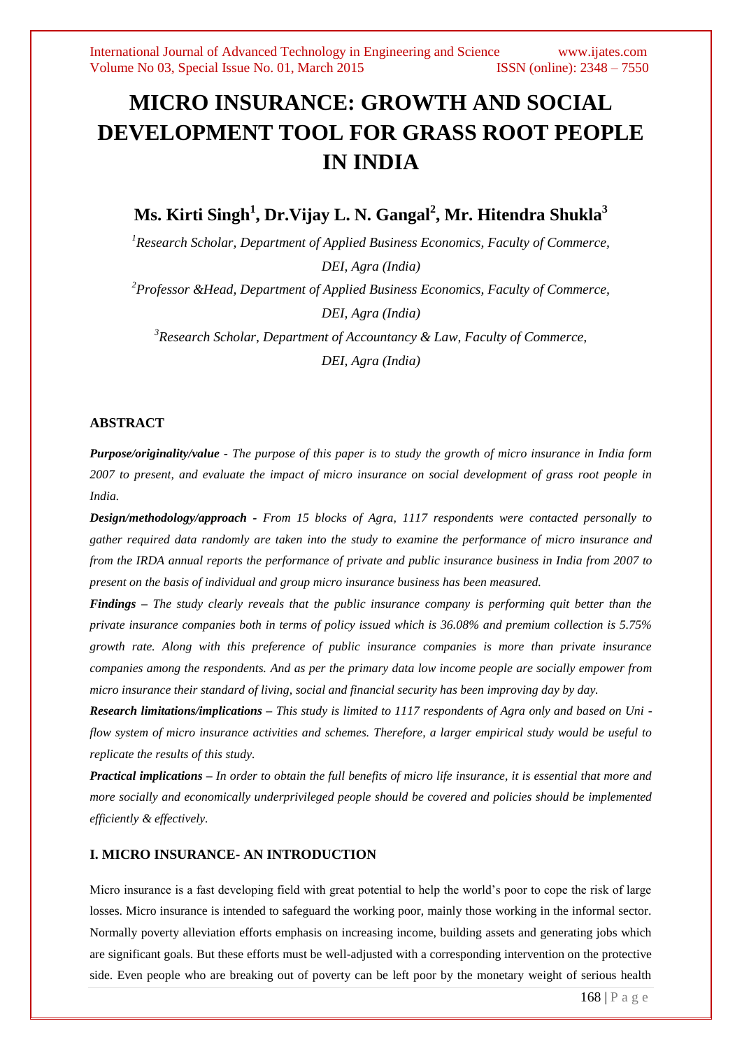# MICRO INSURANCE: GROWTH AND SOCIAL DEVELOPMENT TOOL FOR GRASS ROOT PEOPLE IN INDIA

**Ms. Kirti Singh[1], Dr.Vijay L. N. Gangal[2], Mr. Hitendra Shukla[3]**

*[1]Research Scholar, Department of Applied Business Economics, Faculty of Commerce, DEI, Agra (India)*

*[2]Professor &Head, Department of Applied Business Economics, Faculty of Commerce, DEI, Agra (India)*

*[3]Research Scholar, Department of Accountancy & Law, Faculty of Commerce, DEI, Agra (India)*

## ABSTRACT

***Purpose/originality/value*** *- The purpose of this paper is to study the growth of micro insurance in India form 2007 to present, and evaluate the impact of micro insurance on social development of grass root people in India.*

***Design/methodology/approach*** *- From 15 blocks of Agra, 1117 respondents were contacted personally to gather required data randomly are taken into the study to examine the performance of micro insurance and from the IRDA annual reports the performance of private and public insurance business in India from 2007 to present on the basis of individual and group micro insurance business has been measured.*

***Findings*** *– The study clearly reveals that the public insurance company is performing quit better than the private insurance companies both in terms of policy issued which is 36.08% and premium collection is 5.75% growth rate. Along with this preference of public insurance companies is more than private insurance companies among the respondents. And as per the primary data low income people are socially empower from micro insurance their standard of living, social and financial security has been improving day by day.*

***Research limitations/implications*** *– This study is limited to 1117 respondents of Agra only and based on Uni - flow system of micro insurance activities and schemes. Therefore, a larger empirical study would be useful to replicate the results of this study.*

***Practical implications*** *– In order to obtain the full benefits of micro life insurance, it is essential that more and more socially and economically underprivileged people should be covered and policies should be implemented efficiently & effectively.*

## I. MICRO INSURANCE- AN INTRODUCTION

Micro insurance is a fast developing field with great potential to help the world's poor to cope the risk of large losses. Micro insurance is intended to safeguard the working poor, mainly those working in the informal sector. Normally poverty alleviation efforts emphasis on increasing income, building assets and generating jobs which are significant goals. But these efforts must be well-adjusted with a corresponding intervention on the protective side. Even people who are breaking out of poverty can be left poor by the monetary weight of serious health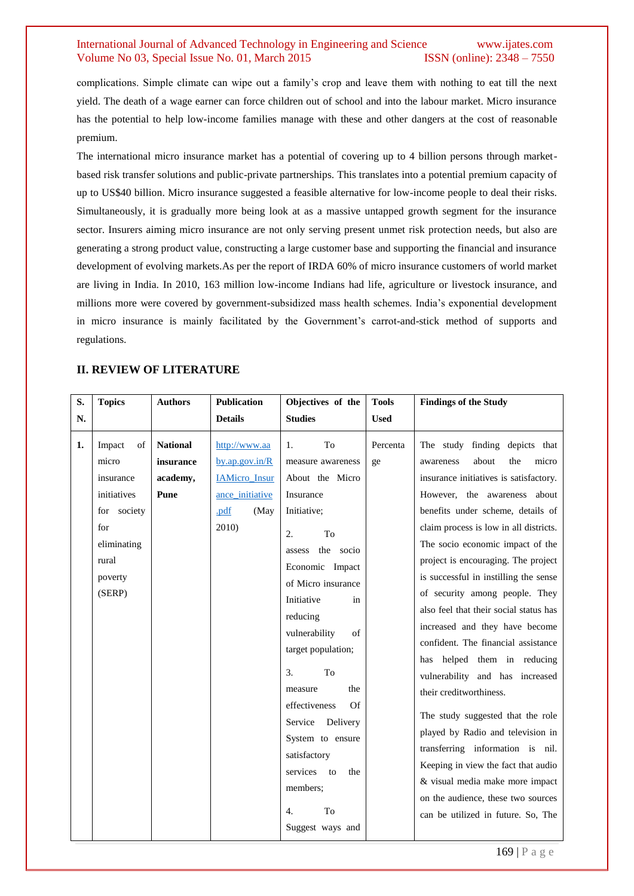complications. Simple climate can wipe out a family's crop and leave them with nothing to eat till the next yield. The death of a wage earner can force children out of school and into the labour market. Micro insurance has the potential to help low-income families manage with these and other dangers at the cost of reasonable premium.

The international micro insurance market has a potential of covering up to 4 billion persons through market-based risk transfer solutions and public-private partnerships. This translates into a potential premium capacity of up to US$40 billion. Micro insurance suggested a feasible alternative for low-income people to deal their risks. Simultaneously, it is gradually more being look at as a massive untapped growth segment for the insurance sector. Insurers aiming micro insurance are not only serving present unmet risk protection needs, but also are generating a strong product value, constructing a large customer base and supporting the financial and insurance development of evolving markets.As per the report of IRDA 60% of micro insurance customers of world market are living in India. In 2010, 163 million low-income Indians had life, agriculture or livestock insurance, and millions more were covered by government-subsidized mass health schemes. India's exponential development in micro insurance is mainly facilitated by the Government's carrot-and-stick method of supports and regulations.

## II. REVIEW OF LITERATURE

| S. N. | Topics | Authors | Publication Details | Objectives of the Studies | Tools Used | Findings of the Study |
|---|---|---|---|---|---|---|
| **1.** | Impact of micro insurance initiatives for society for eliminating rural poverty (SERP) | **National insurance academy, Pune** | http://www.aaby.ap.gov.in/RIAMicro_Insurance_initiative.pdf (May 2010) | 1. To measure awareness About the Micro Insurance Initiative; 2. To assess the socio Economic Impact of Micro insurance Initiative in reducing vulnerability of target population; 3. To measure the effectiveness Of Service Delivery System to ensure satisfactory services to the members; 4. To Suggest ways and | Percentage | The study finding depicts that awareness about the micro insurance initiatives is satisfactory. However, the awareness about benefits under scheme, details of claim process is low in all districts. The socio economic impact of the project is encouraging. The project is successful in instilling the sense of security among people. They also feel that their social status has increased and they have become confident. The financial assistance has helped them in reducing vulnerability and has increased their creditworthiness. The study suggested that the role played by Radio and television in transferring information is nil. Keeping in view the fact that audio & visual media make more impact on the audience, these two sources can be utilized in future. So, The |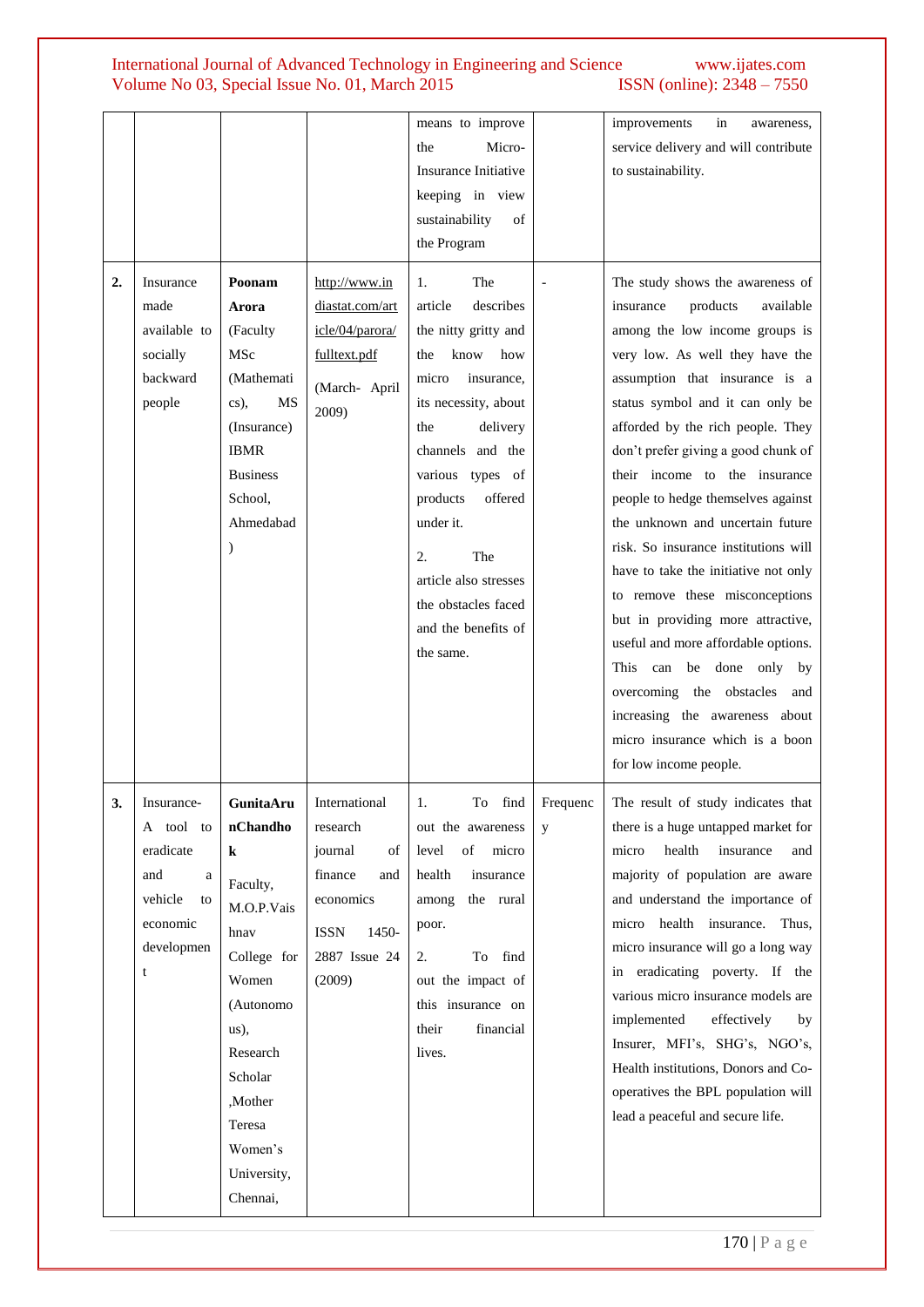| | | | | means to improve the Micro-Insurance Initiative keeping in view sustainability of the Program | | improvements in awareness, service delivery and will contribute to sustainability. |
|---|---|---|---|---|---|---|
| **2.** | Insurance made available to socially backward people | **Poonam Arora** (Faculty MSc (Mathematics), MS (Insurance) IBMR Business School, Ahmedabad ) | http://www.indiastat.com/article/04/parora/fulltext.pdf (March- April 2009) | 1. The article describes the nitty gritty and the know how micro insurance, its necessity, about the delivery channels and the various types of products offered under it. 2. The article also stresses the obstacles faced and the benefits of the same. | - | The study shows the awareness of insurance products available among the low income groups is very low. As well they have the assumption that insurance is a status symbol and it can only be afforded by the rich people. They don't prefer giving a good chunk of their income to the insurance people to hedge themselves against the unknown and uncertain future risk. So insurance institutions will have to take the initiative not only to remove these misconceptions but in providing more attractive, useful and more affordable options. This can be done only by overcoming the obstacles and increasing the awareness about micro insurance which is a boon for low income people. |
| **3.** | Insurance- A tool to eradicate and a vehicle to economic development | **GunitaArunChandhok** Faculty, M.O.P.Vaishnav College for Women (Autonomous), Research Scholar ,Mother Teresa Women's University, Chennai, | International research journal of finance and economics ISSN 1450-2887 Issue 24 (2009) | 1. To find out the awareness level of micro health insurance among the rural poor. 2. To find out the impact of this insurance on their financial lives. | Frequency | The result of study indicates that there is a huge untapped market for micro health insurance and majority of population are aware and understand the importance of micro health insurance. Thus, micro insurance will go a long way in eradicating poverty. If the various micro insurance models are implemented effectively by Insurer, MFI's, SHG's, NGO's, Health institutions, Donors and Co-operatives the BPL population will lead a peaceful and secure life. |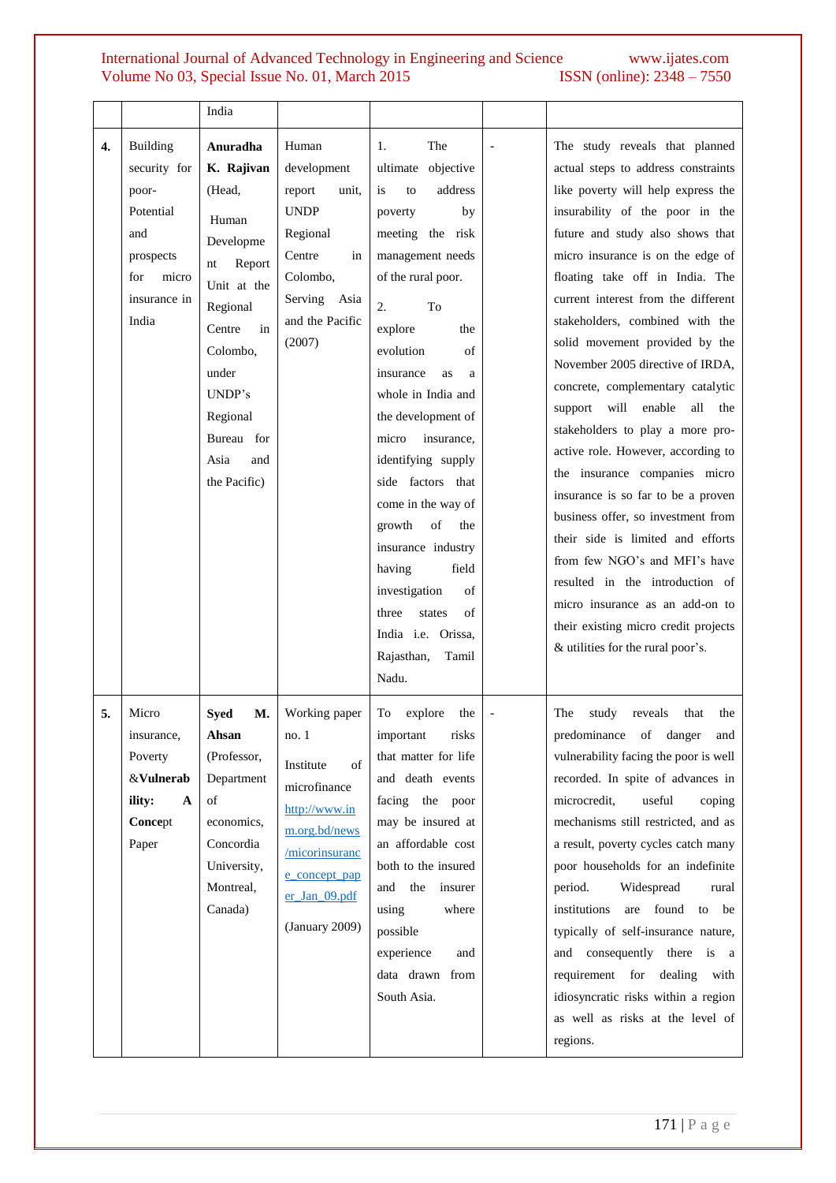|  |  | India |  |  |  |  |
|---|---|---|---|---|---|---|
| **4.** | Building security for poor- Potential and prospects for micro insurance in India | **Anuradha K. Rajivan** (Head, Human Development Report Unit at the Regional Centre in Colombo, under UNDP's Regional Bureau for Asia and the Pacific) | Human development report unit, UNDP Regional Centre in Colombo, Serving Asia and the Pacific (2007) | 1. The ultimate objective is to address poverty by meeting the risk management needs of the rural poor. 2. To explore the evolution of insurance as a whole in India and the development of micro insurance, identifying supply side factors that come in the way of growth of the insurance industry having field investigation of three states of India i.e. Orissa, Rajasthan, Tamil Nadu. | - | The study reveals that planned actual steps to address constraints like poverty will help express the insurability of the poor in the future and study also shows that micro insurance is on the edge of floating take off in India. The current interest from the different stakeholders, combined with the solid movement provided by the November 2005 directive of IRDA, concrete, complementary catalytic support will enable all the stakeholders to play a more pro-active role. However, according to the insurance companies micro insurance is so far to be a proven business offer, so investment from their side is limited and efforts from few NGO's and MFI's have resulted in the introduction of micro insurance as an add-on to their existing micro credit projects & utilities for the rural poor's. |
| **5.** | Micro insurance, Poverty &**Vulnerability: A Concept** Paper | **Syed M. Ahsan** (Professor, Department of economics, Concordia University, Montreal, Canada) | Working paper no. 1 Institute of microfinance http://www.inm.org.bd/news/micorinsurance_concept_paper_Jan_09.pdf (January 2009) | To explore the important risks that matter for life and death events facing the poor may be insured at an affordable cost both to the insured and the insurer using where possible experience and data drawn from South Asia. | - | The study reveals that the predominance of danger and vulnerability facing the poor is well recorded. In spite of advances in microcredit, useful coping mechanisms still restricted, and as a result, poverty cycles catch many poor households for an indefinite period. Widespread rural institutions are found to be typically of self-insurance nature, and consequently there is a requirement for dealing with idiosyncratic risks within a region as well as risks at the level of regions. |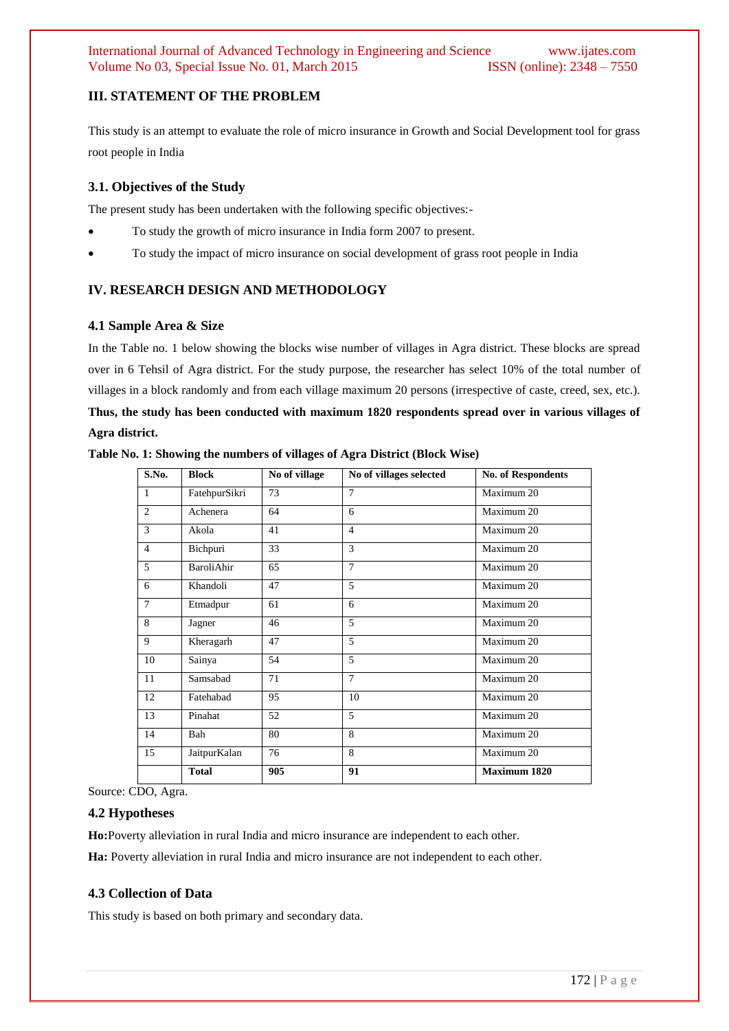## III. STATEMENT OF THE PROBLEM

This study is an attempt to evaluate the role of micro insurance in Growth and Social Development tool for grass root people in India

### 3.1. Objectives of the Study

The present study has been undertaken with the following specific objectives:-

- To study the growth of micro insurance in India form 2007 to present.
- To study the impact of micro insurance on social development of grass root people in India

## IV. RESEARCH DESIGN AND METHODOLOGY

### 4.1 Sample Area & Size

In the Table no. 1 below showing the blocks wise number of villages in Agra district. These blocks are spread over in 6 Tehsil of Agra district. For the study purpose, the researcher has select 10% of the total number of villages in a block randomly and from each village maximum 20 persons (irrespective of caste, creed, sex, etc.). **Thus, the study has been conducted with maximum 1820 respondents spread over in various villages of Agra district.**

**Table No. 1: Showing the numbers of villages of Agra District (Block Wise)**

| S.No. | Block | No of village | No of villages selected | No. of Respondents |
|---|---|---|---|---|
| 1 | FatehpurSikri | 73 | 7 | Maximum 20 |
| 2 | Achenera | 64 | 6 | Maximum 20 |
| 3 | Akola | 41 | 4 | Maximum 20 |
| 4 | Bichpuri | 33 | 3 | Maximum 20 |
| 5 | BaroliAhir | 65 | 7 | Maximum 20 |
| 6 | Khandoli | 47 | 5 | Maximum 20 |
| 7 | Etmadpur | 61 | 6 | Maximum 20 |
| 8 | Jagner | 46 | 5 | Maximum 20 |
| 9 | Kheragarh | 47 | 5 | Maximum 20 |
| 10 | Sainya | 54 | 5 | Maximum 20 |
| 11 | Samsabad | 71 | 7 | Maximum 20 |
| 12 | Fatehabad | 95 | 10 | Maximum 20 |
| 13 | Pinahat | 52 | 5 | Maximum 20 |
| 14 | Bah | 80 | 8 | Maximum 20 |
| 15 | JaitpurKalan | 76 | 8 | Maximum 20 |
| | **Total** | **905** | **91** | **Maximum 1820** |

Source: CDO, Agra.

### 4.2 Hypotheses

**Ho:**Poverty alleviation in rural India and micro insurance are independent to each other.

**Ha:** Poverty alleviation in rural India and micro insurance are not independent to each other.

### 4.3 Collection of Data

This study is based on both primary and secondary data.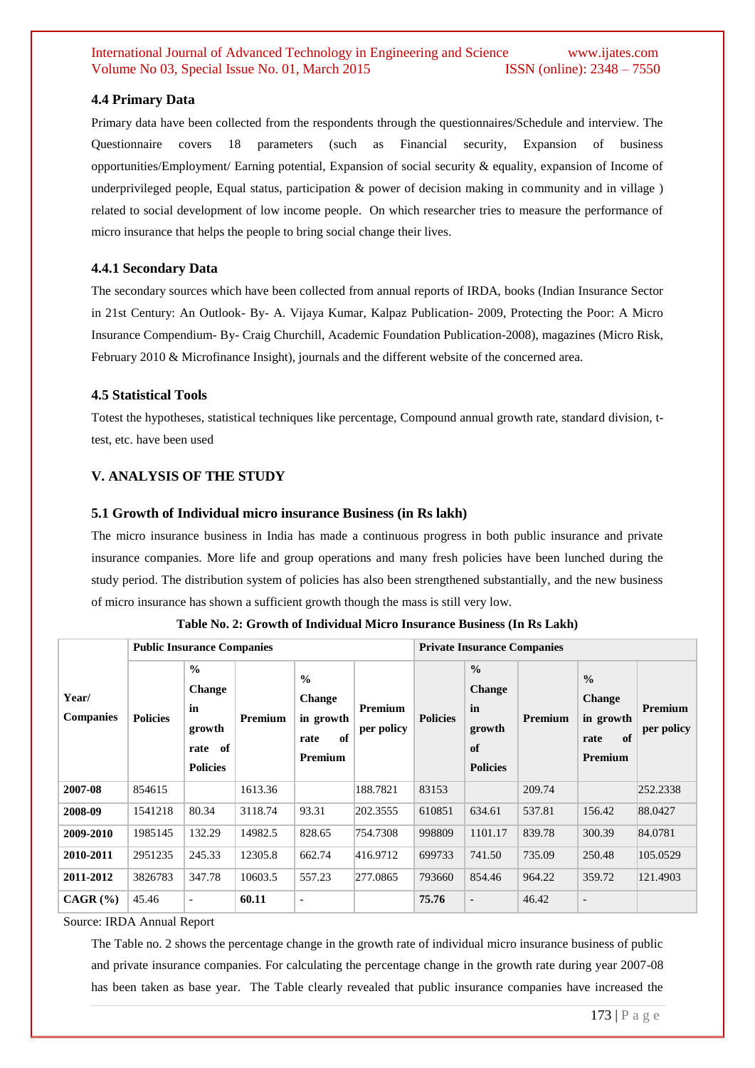### 4.4 Primary Data

Primary data have been collected from the respondents through the questionnaires/Schedule and interview. The Questionnaire covers 18 parameters (such as Financial security, Expansion of business opportunities/Employment/ Earning potential, Expansion of social security & equality, expansion of Income of underprivileged people, Equal status, participation & power of decision making in community and in village ) related to social development of low income people. On which researcher tries to measure the performance of micro insurance that helps the people to bring social change their lives.

### 4.4.1 Secondary Data

The secondary sources which have been collected from annual reports of IRDA, books (Indian Insurance Sector in 21st Century: An Outlook- By- A. Vijaya Kumar, Kalpaz Publication- 2009, Protecting the Poor: A Micro Insurance Compendium- By- Craig Churchill, Academic Foundation Publication-2008), magazines (Micro Risk, February 2010 & Microfinance Insight), journals and the different website of the concerned area.

### 4.5 Statistical Tools

Totest the hypotheses, statistical techniques like percentage, Compound annual growth rate, standard division, t-test, etc. have been used

## V. ANALYSIS OF THE STUDY

### 5.1 Growth of Individual micro insurance Business (in Rs lakh)

The micro insurance business in India has made a continuous progress in both public insurance and private insurance companies. More life and group operations and many fresh policies have been lunched during the study period. The distribution system of policies has also been strengthened substantially, and the new business of micro insurance has shown a sufficient growth though the mass is still very low.

**Table No. 2: Growth of Individual Micro Insurance Business (In Rs Lakh)**

| Year/ Companies | Public Insurance Companies | | | | | Private Insurance Companies | | | | |
|---|---|---|---|---|---|---|---|---|---|---|
| | **Policies** | **% Change in growth rate of Policies** | **Premium** | **% Change in growth rate of Premium** | **Premium per policy** | **Policies** | **% Change in growth of Policies** | **Premium** | **% Change in growth rate of Premium** | **Premium per policy** |
| **2007-08** | 854615 | | 1613.36 | | 188.7821 | 83153 | | 209.74 | | 252.2338 |
| **2008-09** | 1541218 | 80.34 | 3118.74 | 93.31 | 202.3555 | 610851 | 634.61 | 537.81 | 156.42 | 88.0427 |
| **2009-2010** | 1985145 | 132.29 | 14982.5 | 828.65 | 754.7308 | 998809 | 1101.17 | 839.78 | 300.39 | 84.0781 |
| **2010-2011** | 2951235 | 245.33 | 12305.8 | 662.74 | 416.9712 | 699733 | 741.50 | 735.09 | 250.48 | 105.0529 |
| **2011-2012** | 3826783 | 347.78 | 10603.5 | 557.23 | 277.0865 | 793660 | 854.46 | 964.22 | 359.72 | 121.4903 |
| **CAGR (%)** | 45.46 | - | **60.11** | - | | **75.76** | - | 46.42 | - | |

Source: IRDA Annual Report

The Table no. 2 shows the percentage change in the growth rate of individual micro insurance business of public and private insurance companies. For calculating the percentage change in the growth rate during year 2007-08 has been taken as base year. The Table clearly revealed that public insurance companies have increased the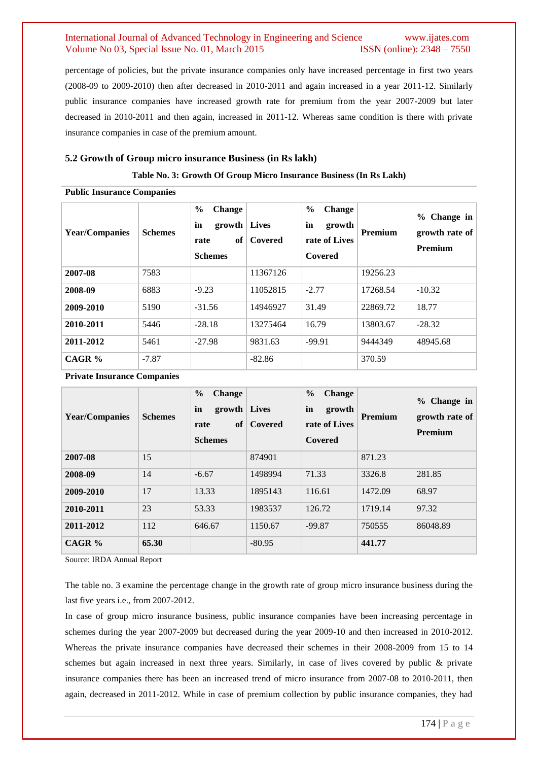percentage of policies, but the private insurance companies only have increased percentage in first two years (2008-09 to 2009-2010) then after decreased in 2010-2011 and again increased in a year 2011-12. Similarly public insurance companies have increased growth rate for premium from the year 2007-2009 but later decreased in 2010-2011 and then again, increased in 2011-12. Whereas same condition is there with private insurance companies in case of the premium amount.

### 5.2 Growth of Group micro insurance Business (in Rs lakh)

**Table No. 3: Growth Of Group Micro Insurance Business (In Rs Lakh)**

**Public Insurance Companies**

| Year/Companies | Schemes | % Change in growth rate of Schemes | Lives Covered | % Change in growth rate of Lives Covered | Premium | % Change in growth rate of Premium |
|---|---|---|---|---|---|---|
| **2007-08** | 7583 | | 11367126 | | 19256.23 | |
| **2008-09** | 6883 | -9.23 | 11052815 | -2.77 | 17268.54 | -10.32 |
| **2009-2010** | 5190 | -31.56 | 14946927 | 31.49 | 22869.72 | 18.77 |
| **2010-2011** | 5446 | -28.18 | 13275464 | 16.79 | 13803.67 | -28.32 |
| **2011-2012** | 5461 | -27.98 | 9831.63 | -99.91 | 9444349 | 48945.68 |
| **CAGR %** | -7.87 | | -82.86 | | 370.59 | |

**Private Insurance Companies**

| Year/Companies | Schemes | % Change in growth rate of Schemes | Lives Covered | % Change in growth rate of Lives Covered | Premium | % Change in growth rate of Premium |
|---|---|---|---|---|---|---|
| **2007-08** | 15 | | 874901 | | 871.23 | |
| **2008-09** | 14 | -6.67 | 1498994 | 71.33 | 3326.8 | 281.85 |
| **2009-2010** | 17 | 13.33 | 1895143 | 116.61 | 1472.09 | 68.97 |
| **2010-2011** | 23 | 53.33 | 1983537 | 126.72 | 1719.14 | 97.32 |
| **2011-2012** | 112 | 646.67 | 1150.67 | -99.87 | 750555 | 86048.89 |
| **CAGR %** | **65.30** | | -80.95 | | **441.77** | |

Source: IRDA Annual Report

The table no. 3 examine the percentage change in the growth rate of group micro insurance business during the last five years i.e., from 2007-2012.

In case of group micro insurance business, public insurance companies have been increasing percentage in schemes during the year 2007-2009 but decreased during the year 2009-10 and then increased in 2010-2012. Whereas the private insurance companies have decreased their schemes in their 2008-2009 from 15 to 14 schemes but again increased in next three years. Similarly, in case of lives covered by public & private insurance companies there has been an increased trend of micro insurance from 2007-08 to 2010-2011, then again, decreased in 2011-2012. While in case of premium collection by public insurance companies, they had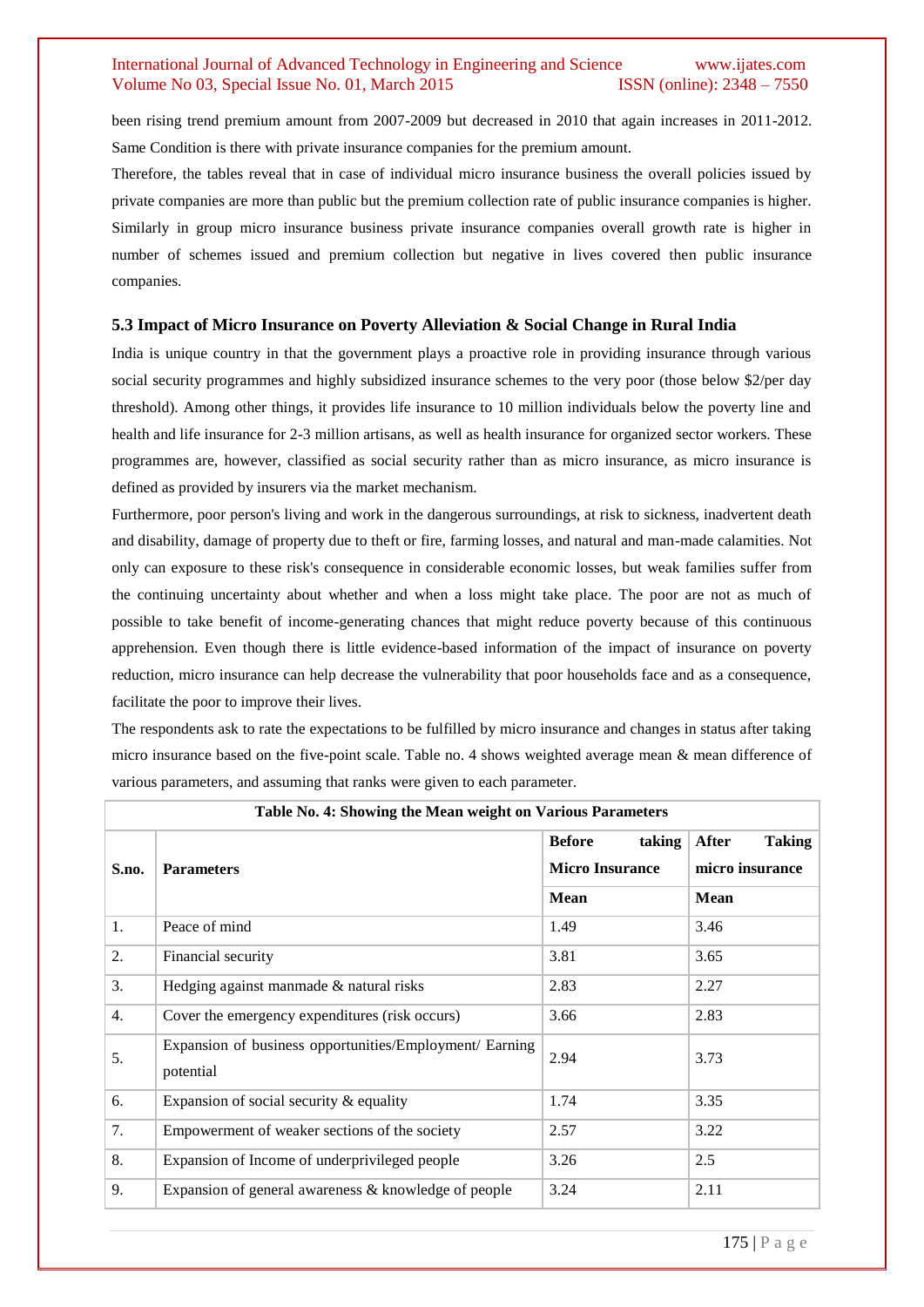been rising trend premium amount from 2007-2009 but decreased in 2010 that again increases in 2011-2012. Same Condition is there with private insurance companies for the premium amount.

Therefore, the tables reveal that in case of individual micro insurance business the overall policies issued by private companies are more than public but the premium collection rate of public insurance companies is higher. Similarly in group micro insurance business private insurance companies overall growth rate is higher in number of schemes issued and premium collection but negative in lives covered then public insurance companies.

### 5.3 Impact of Micro Insurance on Poverty Alleviation & Social Change in Rural India

India is unique country in that the government plays a proactive role in providing insurance through various social security programmes and highly subsidized insurance schemes to the very poor (those below $2/per day threshold). Among other things, it provides life insurance to 10 million individuals below the poverty line and health and life insurance for 2-3 million artisans, as well as health insurance for organized sector workers. These programmes are, however, classified as social security rather than as micro insurance, as micro insurance is defined as provided by insurers via the market mechanism.

Furthermore, poor person's living and work in the dangerous surroundings, at risk to sickness, inadvertent death and disability, damage of property due to theft or fire, farming losses, and natural and man-made calamities. Not only can exposure to these risk's consequence in considerable economic losses, but weak families suffer from the continuing uncertainty about whether and when a loss might take place. The poor are not as much of possible to take benefit of income-generating chances that might reduce poverty because of this continuous apprehension. Even though there is little evidence-based information of the impact of insurance on poverty reduction, micro insurance can help decrease the vulnerability that poor households face and as a consequence, facilitate the poor to improve their lives.

The respondents ask to rate the expectations to be fulfilled by micro insurance and changes in status after taking micro insurance based on the five-point scale. Table no. 4 shows weighted average mean & mean difference of various parameters, and assuming that ranks were given to each parameter.

**Table No. 4: Showing the Mean weight on Various Parameters**

| S.no. | Parameters | Before taking Micro Insurance | After Taking micro insurance |
|---|---|---|---|
| | | Mean | Mean |
| 1. | Peace of mind | 1.49 | 3.46 |
| 2. | Financial security | 3.81 | 3.65 |
| 3. | Hedging against manmade & natural risks | 2.83 | 2.27 |
| 4. | Cover the emergency expenditures (risk occurs) | 3.66 | 2.83 |
| 5. | Expansion of business opportunities/Employment/ Earning potential | 2.94 | 3.73 |
| 6. | Expansion of social security & equality | 1.74 | 3.35 |
| 7. | Empowerment of weaker sections of the society | 2.57 | 3.22 |
| 8. | Expansion of Income of underprivileged people | 3.26 | 2.5 |
| 9. | Expansion of general awareness & knowledge of people | 3.24 | 2.11 |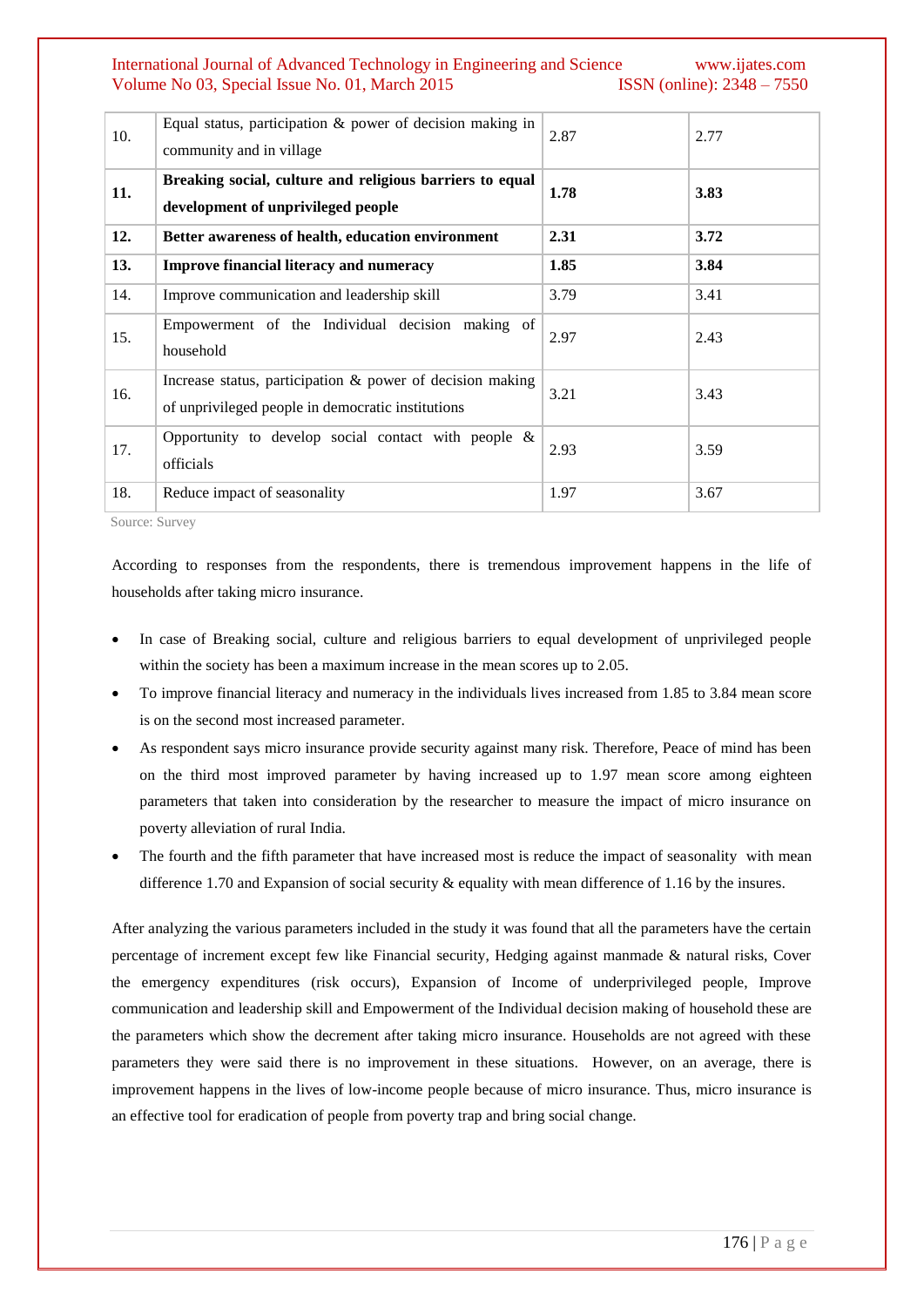| 10. | Equal status, participation & power of decision making in community and in village | 2.87 | 2.77 |
|---|---|---|---|
| **11.** | **Breaking social, culture and religious barriers to equal development of unprivileged people** | **1.78** | **3.83** |
| **12.** | **Better awareness of health, education environment** | **2.31** | **3.72** |
| **13.** | **Improve financial literacy and numeracy** | **1.85** | **3.84** |
| 14. | Improve communication and leadership skill | 3.79 | 3.41 |
| 15. | Empowerment of the Individual decision making of household | 2.97 | 2.43 |
| 16. | Increase status, participation & power of decision making of unprivileged people in democratic institutions | 3.21 | 3.43 |
| 17. | Opportunity to develop social contact with people & officials | 2.93 | 3.59 |
| 18. | Reduce impact of seasonality | 1.97 | 3.67 |

Source: Survey

According to responses from the respondents, there is tremendous improvement happens in the life of households after taking micro insurance.

- In case of Breaking social, culture and religious barriers to equal development of unprivileged people within the society has been a maximum increase in the mean scores up to 2.05.
- To improve financial literacy and numeracy in the individuals lives increased from 1.85 to 3.84 mean score is on the second most increased parameter.
- As respondent says micro insurance provide security against many risk. Therefore, Peace of mind has been on the third most improved parameter by having increased up to 1.97 mean score among eighteen parameters that taken into consideration by the researcher to measure the impact of micro insurance on poverty alleviation of rural India.
- The fourth and the fifth parameter that have increased most is reduce the impact of seasonality with mean difference 1.70 and Expansion of social security & equality with mean difference of 1.16 by the insures.

After analyzing the various parameters included in the study it was found that all the parameters have the certain percentage of increment except few like Financial security, Hedging against manmade & natural risks, Cover the emergency expenditures (risk occurs), Expansion of Income of underprivileged people, Improve communication and leadership skill and Empowerment of the Individual decision making of household these are the parameters which show the decrement after taking micro insurance. Households are not agreed with these parameters they were said there is no improvement in these situations. However, on an average, there is improvement happens in the lives of low-income people because of micro insurance. Thus, micro insurance is an effective tool for eradication of people from poverty trap and bring social change.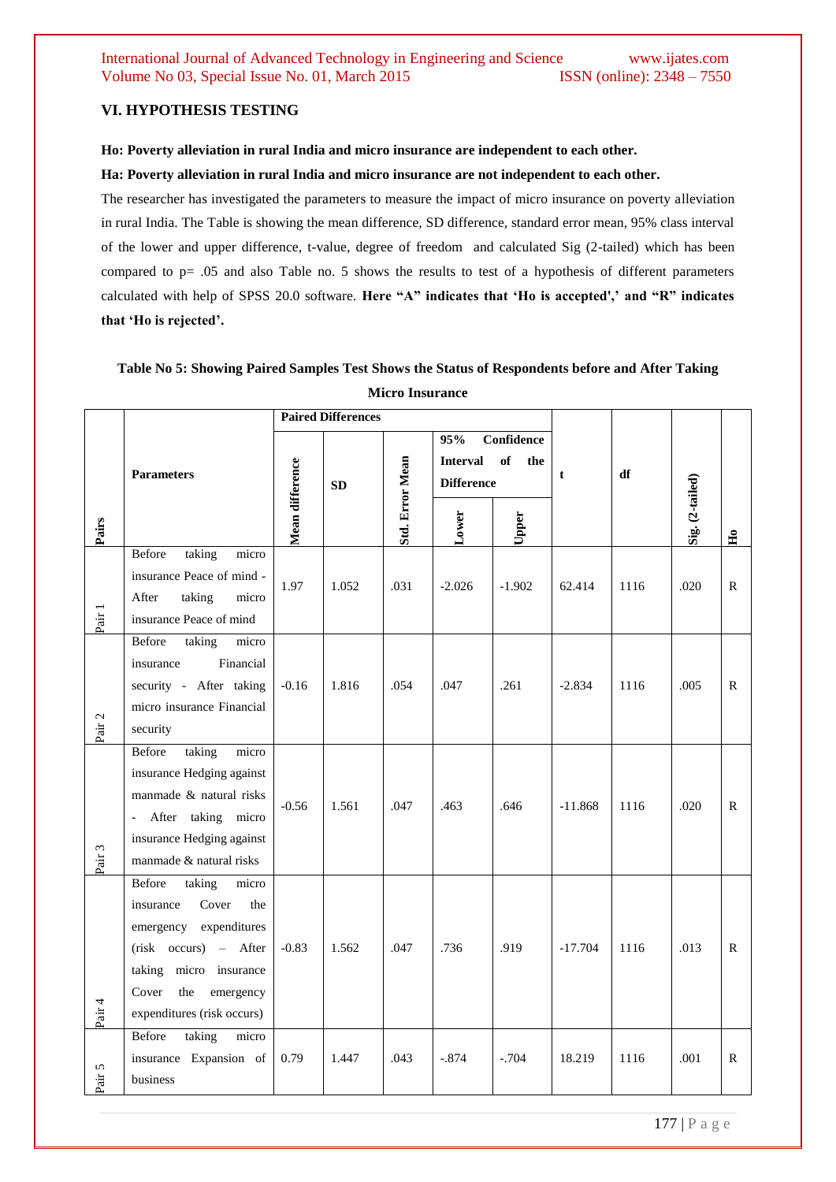## VI. HYPOTHESIS TESTING

**Ho: Poverty alleviation in rural India and micro insurance are independent to each other.**

**Ha: Poverty alleviation in rural India and micro insurance are not independent to each other.**

The researcher has investigated the parameters to measure the impact of micro insurance on poverty alleviation in rural India. The Table is showing the mean difference, SD difference, standard error mean, 95% class interval of the lower and upper difference, t-value, degree of freedom and calculated Sig (2-tailed) which has been compared to p= .05 and also Table no. 5 shows the results to test of a hypothesis of different parameters calculated with help of SPSS 20.0 software. **Here "A" indicates that 'Ho is accepted',' and "R" indicates that 'Ho is rejected'.**

**Table No 5: Showing Paired Samples Test Shows the Status of Respondents before and After Taking Micro Insurance**

| Pairs | Parameters | Paired Differences | | | | | t | df | Sig. (2-tailed) | Ho |
|---|---|---|---|---|---|---|---|---|---|---|
| | | Mean difference | SD | Std. Error Mean | 95% Confidence Interval of the Difference | | | | | |
| | | | | | Lower | Upper | | | | |
| Pair 1 | Before taking micro insurance Peace of mind - After taking micro insurance Peace of mind | 1.97 | 1.052 | .031 | -2.026 | -1.902 | 62.414 | 1116 | .020 | R |
| Pair 2 | Before taking micro insurance Financial security - After taking micro insurance Financial security | -0.16 | 1.816 | .054 | .047 | .261 | -2.834 | 1116 | .005 | R |
| Pair 3 | Before taking micro insurance Hedging against manmade & natural risks - After taking micro insurance Hedging against manmade & natural risks | -0.56 | 1.561 | .047 | .463 | .646 | -11.868 | 1116 | .020 | R |
| Pair 4 | Before taking micro insurance Cover the emergency expenditures (risk occurs) – After taking micro insurance Cover the emergency expenditures (risk occurs) | -0.83 | 1.562 | .047 | .736 | .919 | -17.704 | 1116 | .013 | R |
| Pair 5 | Before taking micro insurance Expansion of business | 0.79 | 1.447 | .043 | -.874 | -.704 | 18.219 | 1116 | .001 | R |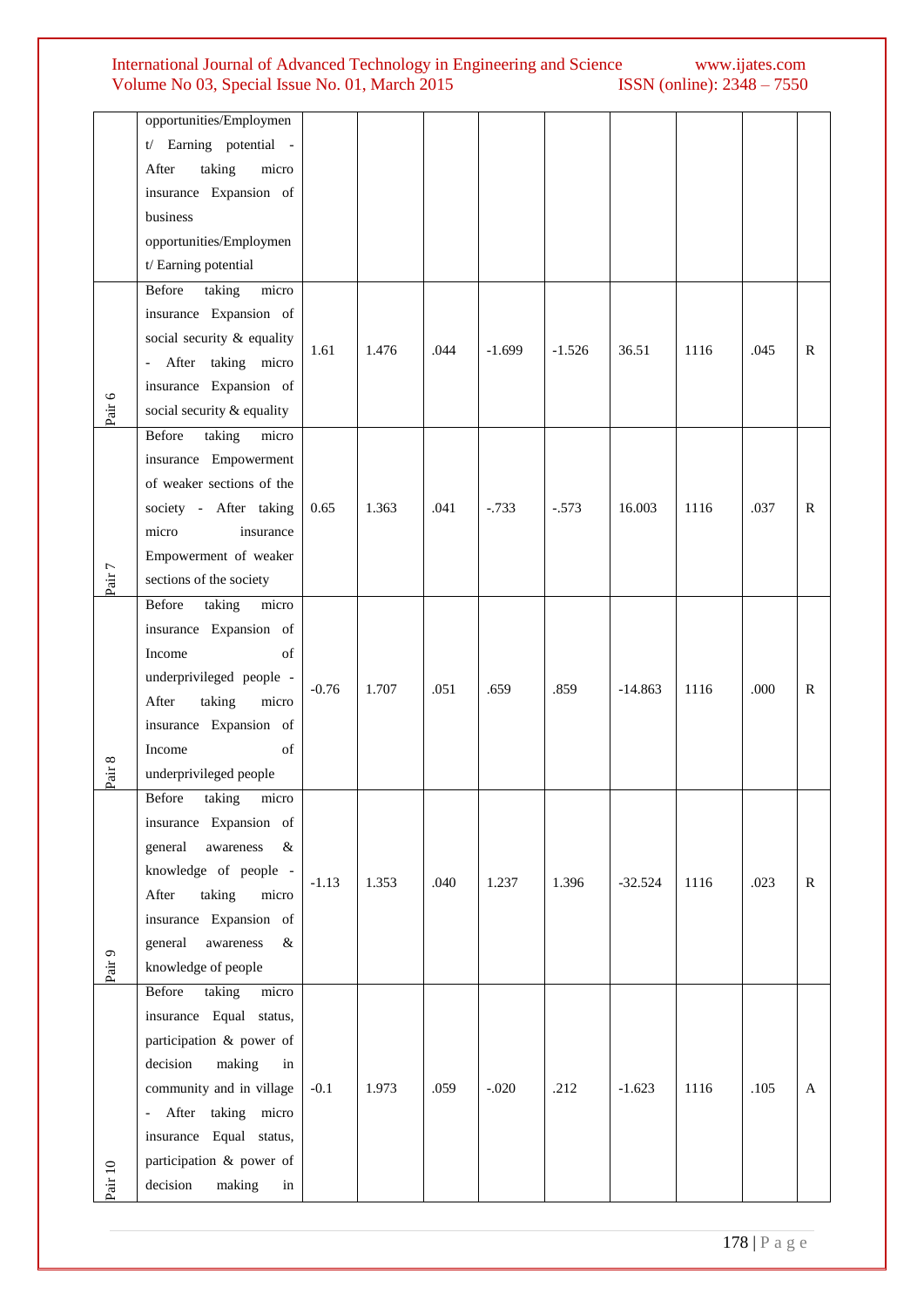| | | | | | | | | | |
|---|---|---|---|---|---|---|---|---|---|
| | opportunities/Employment/ Earning potential - After taking micro insurance Expansion of business opportunities/Employment/ Earning potential | | | | | | | | |
| Pair 6 | Before taking micro insurance Expansion of social security & equality - After taking micro insurance Expansion of social security & equality | 1.61 | 1.476 | .044 | -1.699 | -1.526 | 36.51 | 1116 | .045 | R |
| Pair 7 | Before taking micro insurance Empowerment of weaker sections of the society - After taking micro insurance Empowerment of weaker sections of the society | 0.65 | 1.363 | .041 | -.733 | -.573 | 16.003 | 1116 | .037 | R |
| Pair 8 | Before taking micro insurance Expansion of Income of underprivileged people - After taking micro insurance Expansion of Income of underprivileged people | -0.76 | 1.707 | .051 | .659 | .859 | -14.863 | 1116 | .000 | R |
| Pair 9 | Before taking micro insurance Expansion of general awareness & knowledge of people - After taking micro insurance Expansion of general awareness & knowledge of people | -1.13 | 1.353 | .040 | 1.237 | 1.396 | -32.524 | 1116 | .023 | R |
| Pair 10 | Before taking micro insurance Equal status, participation & power of decision making in community and in village - After taking micro insurance Equal status, participation & power of decision making in | -0.1 | 1.973 | .059 | -.020 | .212 | -1.623 | 1116 | .105 | A |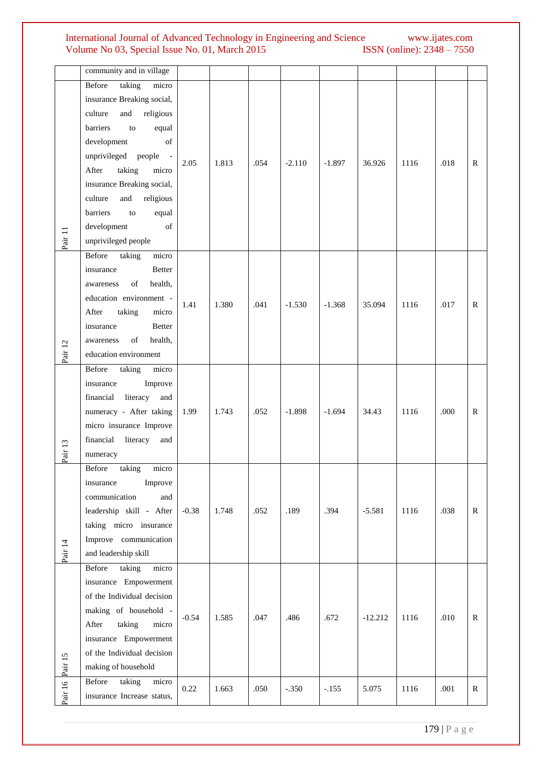| | | | | | | | | | | |
|---|---|---|---|---|---|---|---|---|---|---|
| | community and in village | | | | | | | | | |
| Pair 11 | Before taking micro insurance Breaking social, culture and religious barriers to equal development of unprivileged people - After taking micro insurance Breaking social, culture and religious barriers to equal development of unprivileged people | 2.05 | 1.813 | .054 | -2.110 | -1.897 | 36.926 | 1116 | .018 | R |
| Pair 12 | Before taking micro insurance Better awareness of health, education environment - After taking micro insurance Better awareness of health, education environment | 1.41 | 1.380 | .041 | -1.530 | -1.368 | 35.094 | 1116 | .017 | R |
| Pair 13 | Before taking micro insurance Improve financial literacy and numeracy - After taking micro insurance Improve financial literacy and numeracy | 1.99 | 1.743 | .052 | -1.898 | -1.694 | 34.43 | 1116 | .000 | R |
| Pair 14 | Before taking micro insurance Improve communication and leadership skill - After taking micro insurance Improve communication and leadership skill | -0.38 | 1.748 | .052 | .189 | .394 | -5.581 | 1116 | .038 | R |
| Pair 15 | Before taking micro insurance Empowerment of the Individual decision making of household - After taking micro insurance Empowerment of the Individual decision making of household | -0.54 | 1.585 | .047 | .486 | .672 | -12.212 | 1116 | .010 | R |
| Pair 16 | Before taking micro insurance Increase status, | 0.22 | 1.663 | .050 | -.350 | -.155 | 5.075 | 1116 | .001 | R |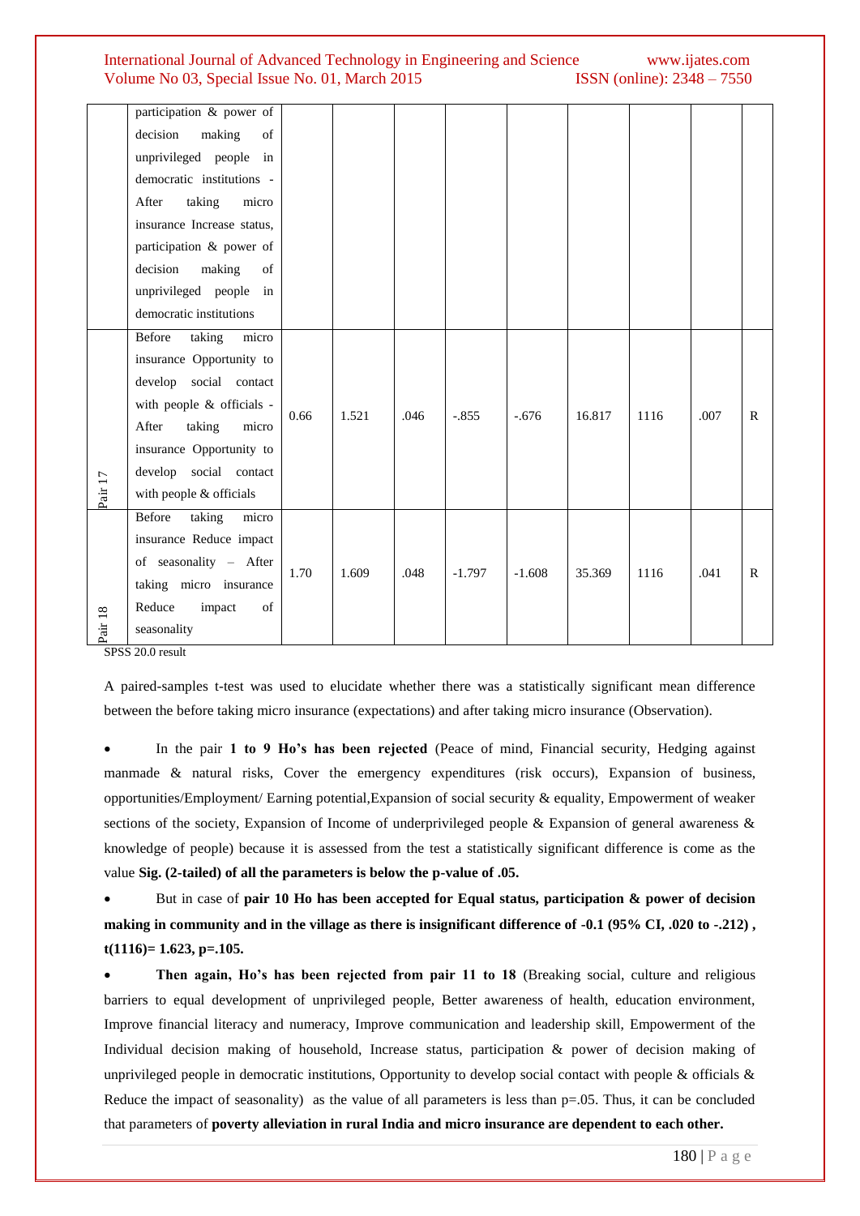| | | | | | | | | | | |
|---|---|---|---|---|---|---|---|---|---|---|
| | participation & power of decision making of unprivileged people in democratic institutions - After taking micro insurance Increase status, participation & power of decision making of unprivileged people in democratic institutions | | | | | | | | | |
| Pair 17 | Before taking micro insurance Opportunity to develop social contact with people & officials - After taking micro insurance Opportunity to develop social contact with people & officials | 0.66 | 1.521 | .046 | -.855 | -.676 | 16.817 | 1116 | .007 | R |
| Pair 18 | Before taking micro insurance Reduce impact of seasonality – After taking micro insurance Reduce impact of seasonality | 1.70 | 1.609 | .048 | -1.797 | -1.608 | 35.369 | 1116 | .041 | R |

SPSS 20.0 result

A paired-samples t-test was used to elucidate whether there was a statistically significant mean difference between the before taking micro insurance (expectations) and after taking micro insurance (Observation).

- In the pair **1 to 9 Ho's has been rejected** (Peace of mind, Financial security, Hedging against manmade & natural risks, Cover the emergency expenditures (risk occurs), Expansion of business, opportunities/Employment/ Earning potential,Expansion of social security & equality, Empowerment of weaker sections of the society, Expansion of Income of underprivileged people & Expansion of general awareness & knowledge of people) because it is assessed from the test a statistically significant difference is come as the value **Sig. (2-tailed) of all the parameters is below the p-value of .05.**
- But in case of **pair 10 Ho has been accepted for Equal status, participation & power of decision making in community and in the village as there is insignificant difference of -0.1 (95% CI, .020 to -.212) , t(1116)= 1.623, p=.105.**
- **Then again, Ho's has been rejected from pair 11 to 18** (Breaking social, culture and religious barriers to equal development of unprivileged people, Better awareness of health, education environment, Improve financial literacy and numeracy, Improve communication and leadership skill, Empowerment of the Individual decision making of household, Increase status, participation & power of decision making of unprivileged people in democratic institutions, Opportunity to develop social contact with people & officials & Reduce the impact of seasonality) as the value of all parameters is less than p=.05. Thus, it can be concluded that parameters of **poverty alleviation in rural India and micro insurance are dependent to each other.**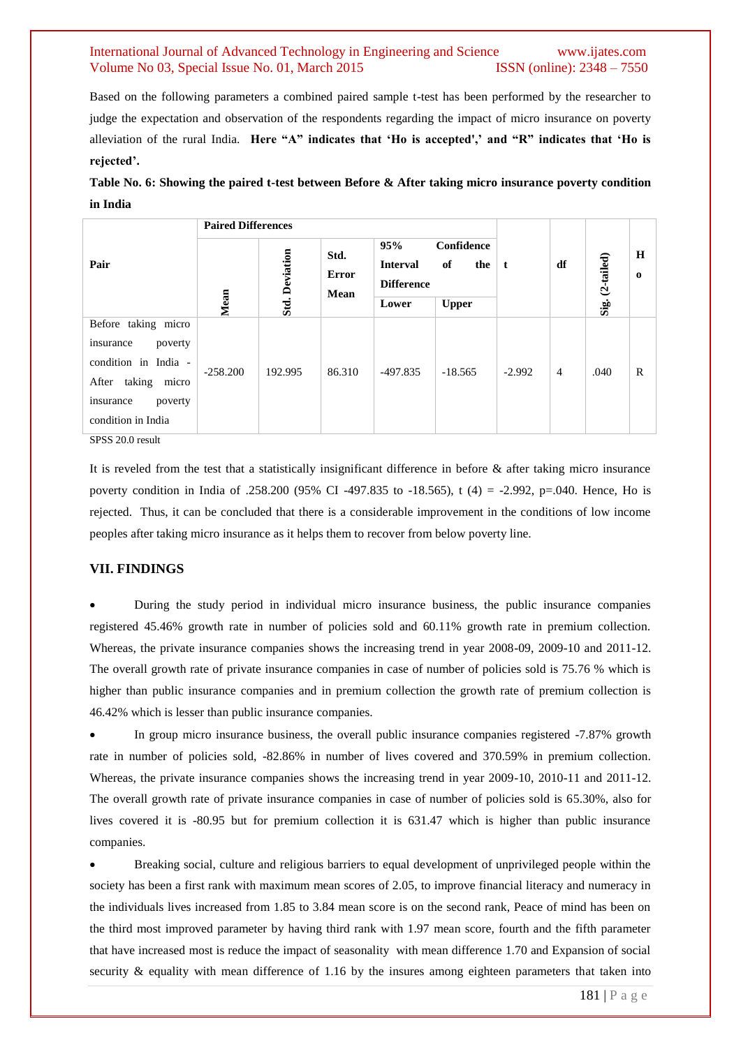Based on the following parameters a combined paired sample t-test has been performed by the researcher to judge the expectation and observation of the respondents regarding the impact of micro insurance on poverty alleviation of the rural India. **Here "A" indicates that 'Ho is accepted',' and "R" indicates that 'Ho is rejected'.**

**Table No. 6: Showing the paired t-test between Before & After taking micro insurance poverty condition in India**

| Pair | Paired Differences | | | | | t | df | Sig. (2-tailed) | Ho |
|---|---|---|---|---|---|---|---|---|---|
| | Mean | Std. Deviation | Std. Error Mean | 95% Confidence Interval of the Difference | | | | | |
| | | | | Lower | Upper | | | | |
| Before taking micro insurance poverty condition in India - After taking micro insurance poverty condition in India | -258.200 | 192.995 | 86.310 | -497.835 | -18.565 | -2.992 | 4 | .040 | R |

SPSS 20.0 result

It is reveled from the test that a statistically insignificant difference in before & after taking micro insurance poverty condition in India of .258.200 (95% CI -497.835 to -18.565), t (4) = -2.992, p=.040. Hence, Ho is rejected. Thus, it can be concluded that there is a considerable improvement in the conditions of low income peoples after taking micro insurance as it helps them to recover from below poverty line.

## VII. FINDINGS

- During the study period in individual micro insurance business, the public insurance companies registered 45.46% growth rate in number of policies sold and 60.11% growth rate in premium collection. Whereas, the private insurance companies shows the increasing trend in year 2008-09, 2009-10 and 2011-12. The overall growth rate of private insurance companies in case of number of policies sold is 75.76 % which is higher than public insurance companies and in premium collection the growth rate of premium collection is 46.42% which is lesser than public insurance companies.
- In group micro insurance business, the overall public insurance companies registered -7.87% growth rate in number of policies sold, -82.86% in number of lives covered and 370.59% in premium collection. Whereas, the private insurance companies shows the increasing trend in year 2009-10, 2010-11 and 2011-12. The overall growth rate of private insurance companies in case of number of policies sold is 65.30%, also for lives covered it is -80.95 but for premium collection it is 631.47 which is higher than public insurance companies.
- Breaking social, culture and religious barriers to equal development of unprivileged people within the society has been a first rank with maximum mean scores of 2.05, to improve financial literacy and numeracy in the individuals lives increased from 1.85 to 3.84 mean score is on the second rank, Peace of mind has been on the third most improved parameter by having third rank with 1.97 mean score, fourth and the fifth parameter that have increased most is reduce the impact of seasonality with mean difference 1.70 and Expansion of social security & equality with mean difference of 1.16 by the insures among eighteen parameters that taken into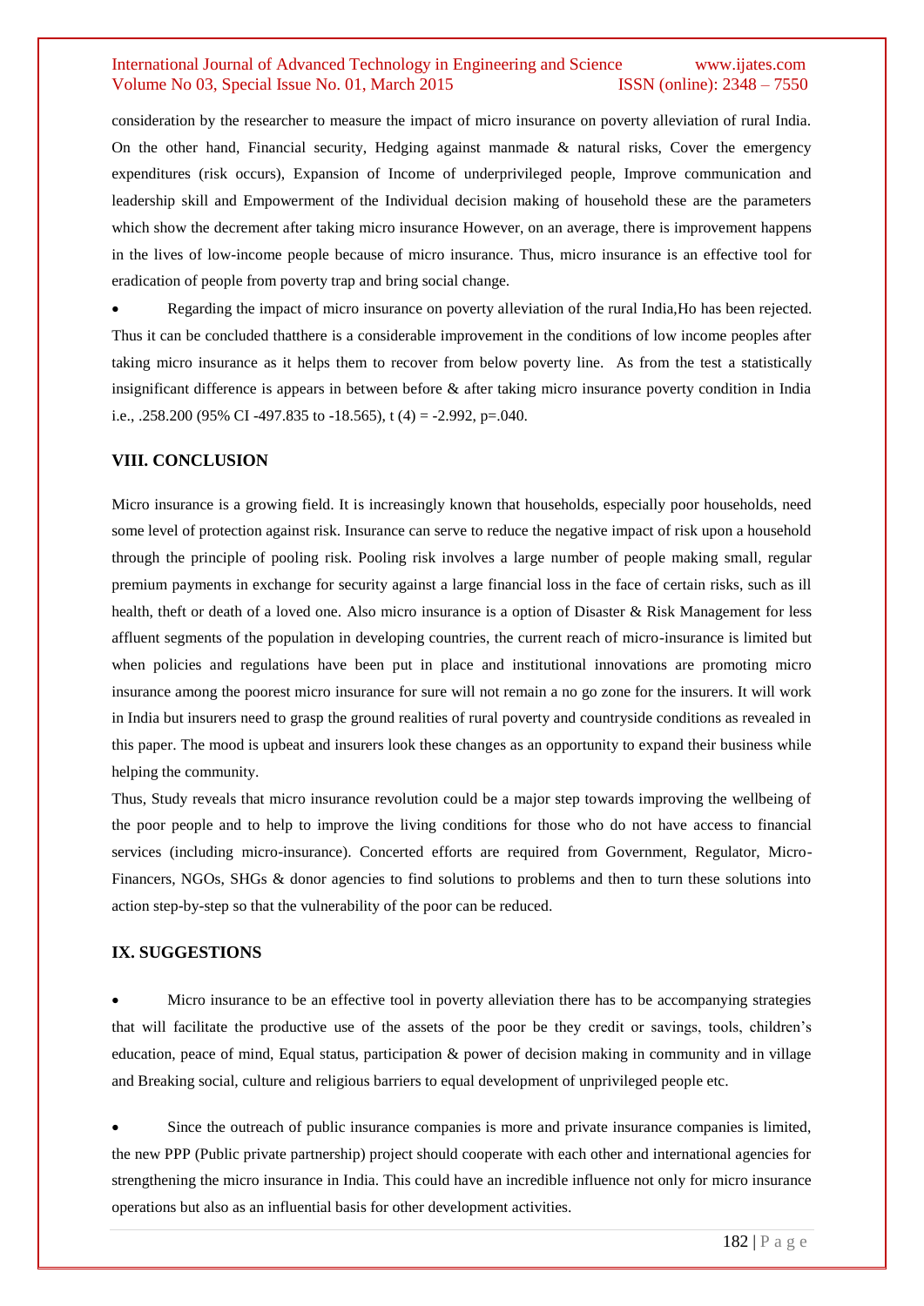consideration by the researcher to measure the impact of micro insurance on poverty alleviation of rural India. On the other hand, Financial security, Hedging against manmade & natural risks, Cover the emergency expenditures (risk occurs), Expansion of Income of underprivileged people, Improve communication and leadership skill and Empowerment of the Individual decision making of household these are the parameters which show the decrement after taking micro insurance However, on an average, there is improvement happens in the lives of low-income people because of micro insurance. Thus, micro insurance is an effective tool for eradication of people from poverty trap and bring social change.

- Regarding the impact of micro insurance on poverty alleviation of the rural India,Ho has been rejected. Thus it can be concluded thatthere is a considerable improvement in the conditions of low income peoples after taking micro insurance as it helps them to recover from below poverty line. As from the test a statistically insignificant difference is appears in between before & after taking micro insurance poverty condition in India i.e., .258.200 (95% CI -497.835 to -18.565), $t(4) = -2.992$, $p=.040$.

## VIII. CONCLUSION

Micro insurance is a growing field. It is increasingly known that households, especially poor households, need some level of protection against risk. Insurance can serve to reduce the negative impact of risk upon a household through the principle of pooling risk. Pooling risk involves a large number of people making small, regular premium payments in exchange for security against a large financial loss in the face of certain risks, such as ill health, theft or death of a loved one. Also micro insurance is a option of Disaster & Risk Management for less affluent segments of the population in developing countries, the current reach of micro-insurance is limited but when policies and regulations have been put in place and institutional innovations are promoting micro insurance among the poorest micro insurance for sure will not remain a no go zone for the insurers. It will work in India but insurers need to grasp the ground realities of rural poverty and countryside conditions as revealed in this paper. The mood is upbeat and insurers look these changes as an opportunity to expand their business while helping the community.

Thus, Study reveals that micro insurance revolution could be a major step towards improving the wellbeing of the poor people and to help to improve the living conditions for those who do not have access to financial services (including micro-insurance). Concerted efforts are required from Government, Regulator, Micro-Financers, NGOs, SHGs & donor agencies to find solutions to problems and then to turn these solutions into action step-by-step so that the vulnerability of the poor can be reduced.

## IX. SUGGESTIONS

- Micro insurance to be an effective tool in poverty alleviation there has to be accompanying strategies that will facilitate the productive use of the assets of the poor be they credit or savings, tools, children's education, peace of mind, Equal status, participation & power of decision making in community and in village and Breaking social, culture and religious barriers to equal development of unprivileged people etc.

- Since the outreach of public insurance companies is more and private insurance companies is limited, the new PPP (Public private partnership) project should cooperate with each other and international agencies for strengthening the micro insurance in India. This could have an incredible influence not only for micro insurance operations but also as an influential basis for other development activities.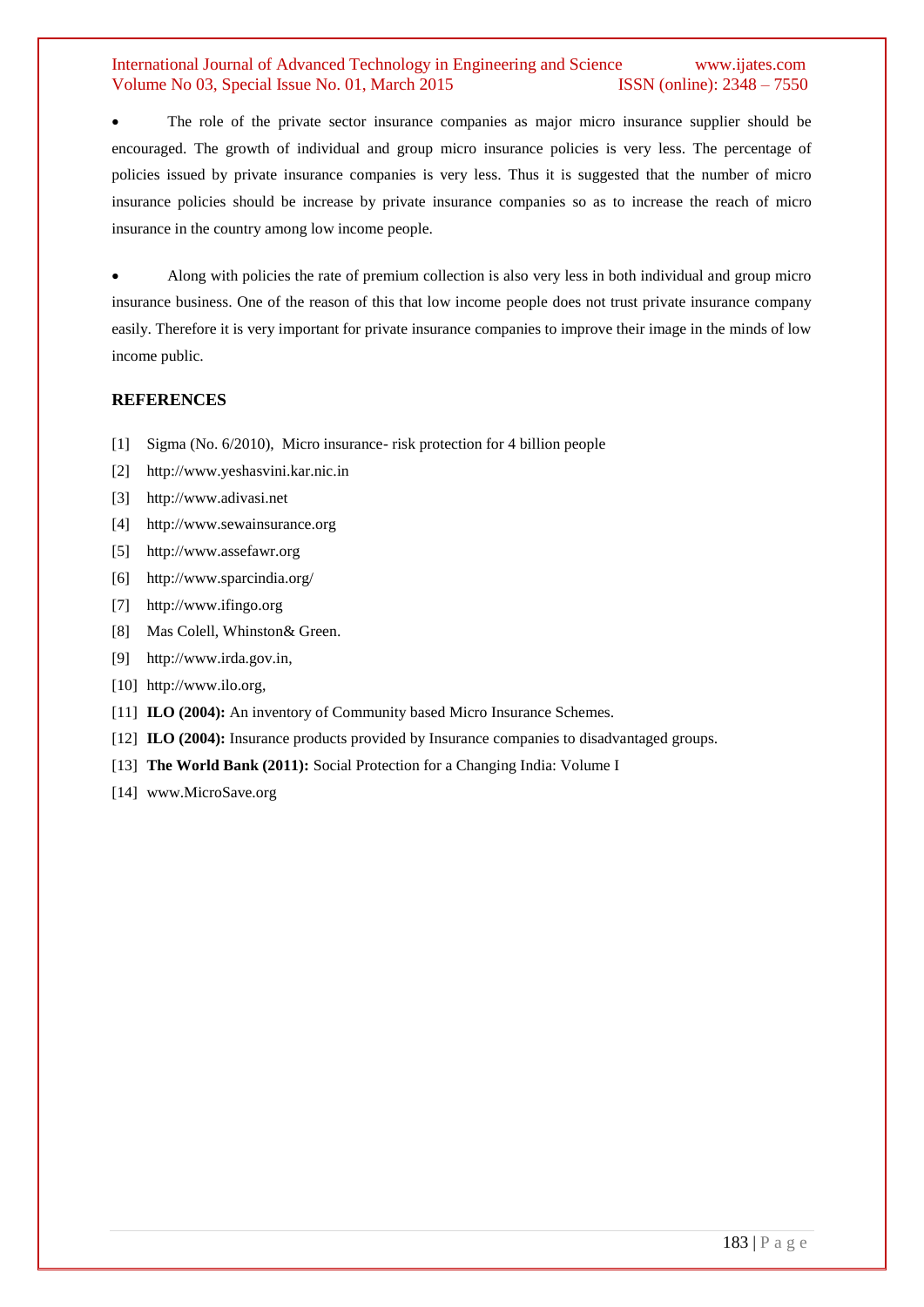- The role of the private sector insurance companies as major micro insurance supplier should be encouraged. The growth of individual and group micro insurance policies is very less. The percentage of policies issued by private insurance companies is very less. Thus it is suggested that the number of micro insurance policies should be increase by private insurance companies so as to increase the reach of micro insurance in the country among low income people.

- Along with policies the rate of premium collection is also very less in both individual and group micro insurance business. One of the reason of this that low income people does not trust private insurance company easily. Therefore it is very important for private insurance companies to improve their image in the minds of low income public.

## REFERENCES

[1] Sigma (No. 6/2010), Micro insurance- risk protection for 4 billion people

[2] http://www.yeshasvini.kar.nic.in

[3] http://www.adivasi.net

[4] http://www.sewainsurance.org

[5] http://www.assefawr.org

[6] http://www.sparcindia.org/

[7] http://www.ifingo.org

[8] Mas Colell, Whinston& Green.

[9] http://www.irda.gov.in,

[10] http://www.ilo.org,

[11] **ILO (2004):** An inventory of Community based Micro Insurance Schemes.

[12] **ILO (2004):** Insurance products provided by Insurance companies to disadvantaged groups.

[13] **The World Bank (2011):** Social Protection for a Changing India: Volume I

[14] www.MicroSave.org